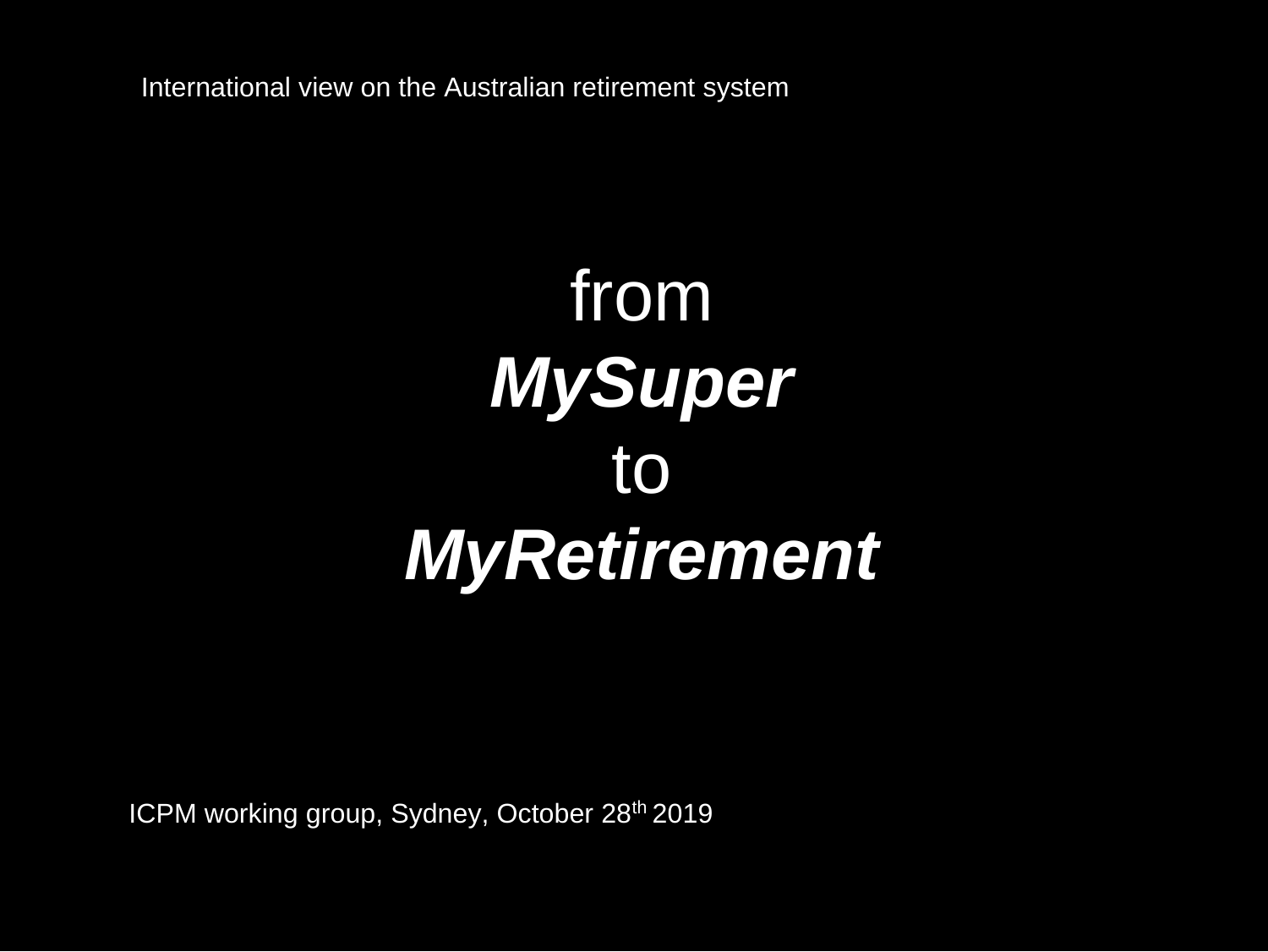International view on the Australian retirement system

# from *MySuper* to *MyRetirement*

ICPM working group, Sydney, October 28th 2019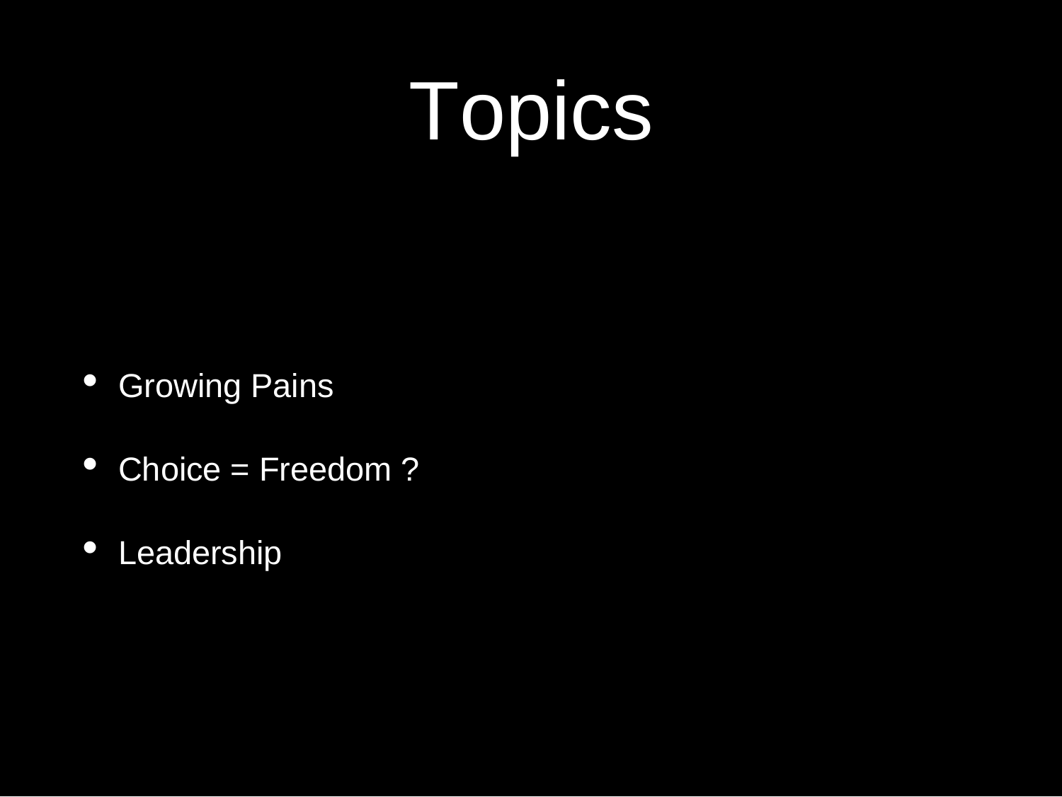# Topics

- Growing Pains
- Choice = Freedom ?
- Leadership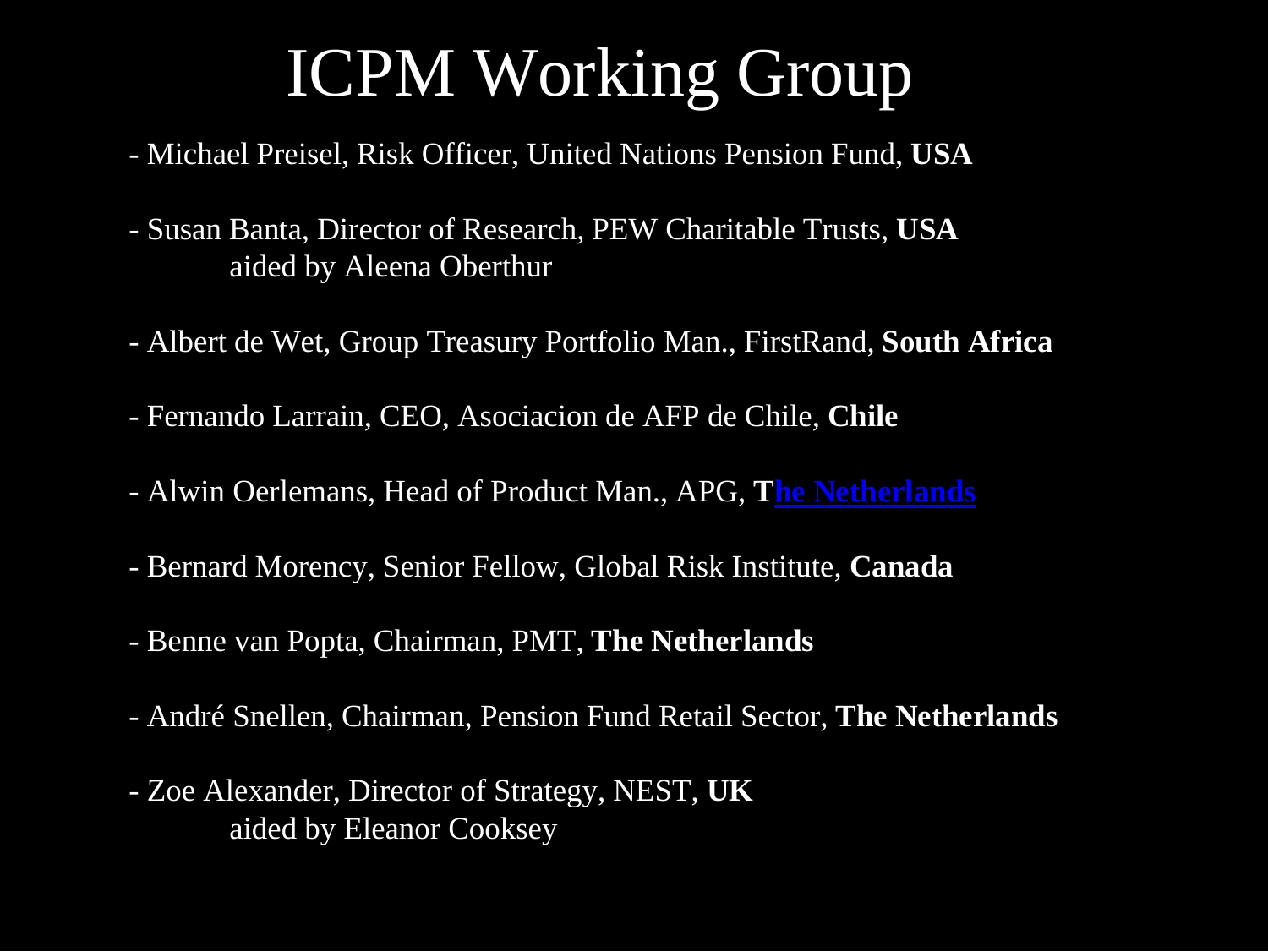# ICPM Working Group

- Michael Preisel, Risk Officer, United Nations Pension Fund, **USA**
- Susan Banta, Director of Research, PEW Charitable Trusts, **USA**
  aided by Aleena Oberthur
- Albert de Wet, Group Treasury Portfolio Man., FirstRand, **South Africa**
- Fernando Larrain, CEO, Asociacion de AFP de Chile, **Chile**
- Alwin Oerlemans, Head of Product Man., APG, **The Netherlands**
- Bernard Morency, Senior Fellow, Global Risk Institute, **Canada**
- Benne van Popta, Chairman, PMT, **The Netherlands**
- André Snellen, Chairman, Pension Fund Retail Sector, **The Netherlands**
- Zoe Alexander, Director of Strategy, NEST, **UK**
  aided by Eleanor Cooksey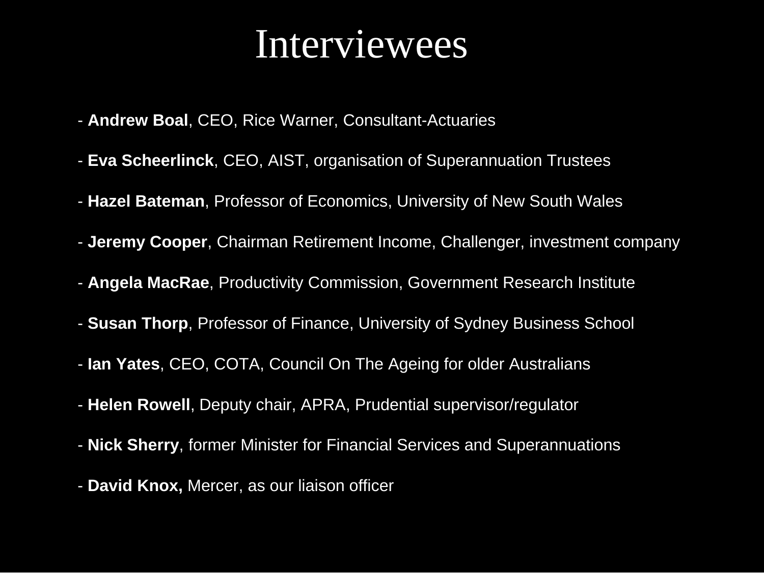# Interviewees

- **Andrew Boal**, CEO, Rice Warner, Consultant-Actuaries
- **Eva Scheerlinck**, CEO, AIST, organisation of Superannuation Trustees
- **Hazel Bateman**, Professor of Economics, University of New South Wales
- **Jeremy Cooper**, Chairman Retirement Income, Challenger, investment company
- **Angela MacRae**, Productivity Commission, Government Research Institute
- **Susan Thorp**, Professor of Finance, University of Sydney Business School
- **Ian Yates**, CEO, COTA, Council On The Ageing for older Australians
- **Helen Rowell**, Deputy chair, APRA, Prudential supervisor/regulator
- **Nick Sherry**, former Minister for Financial Services and Superannuations
- **David Knox,** Mercer, as our liaison officer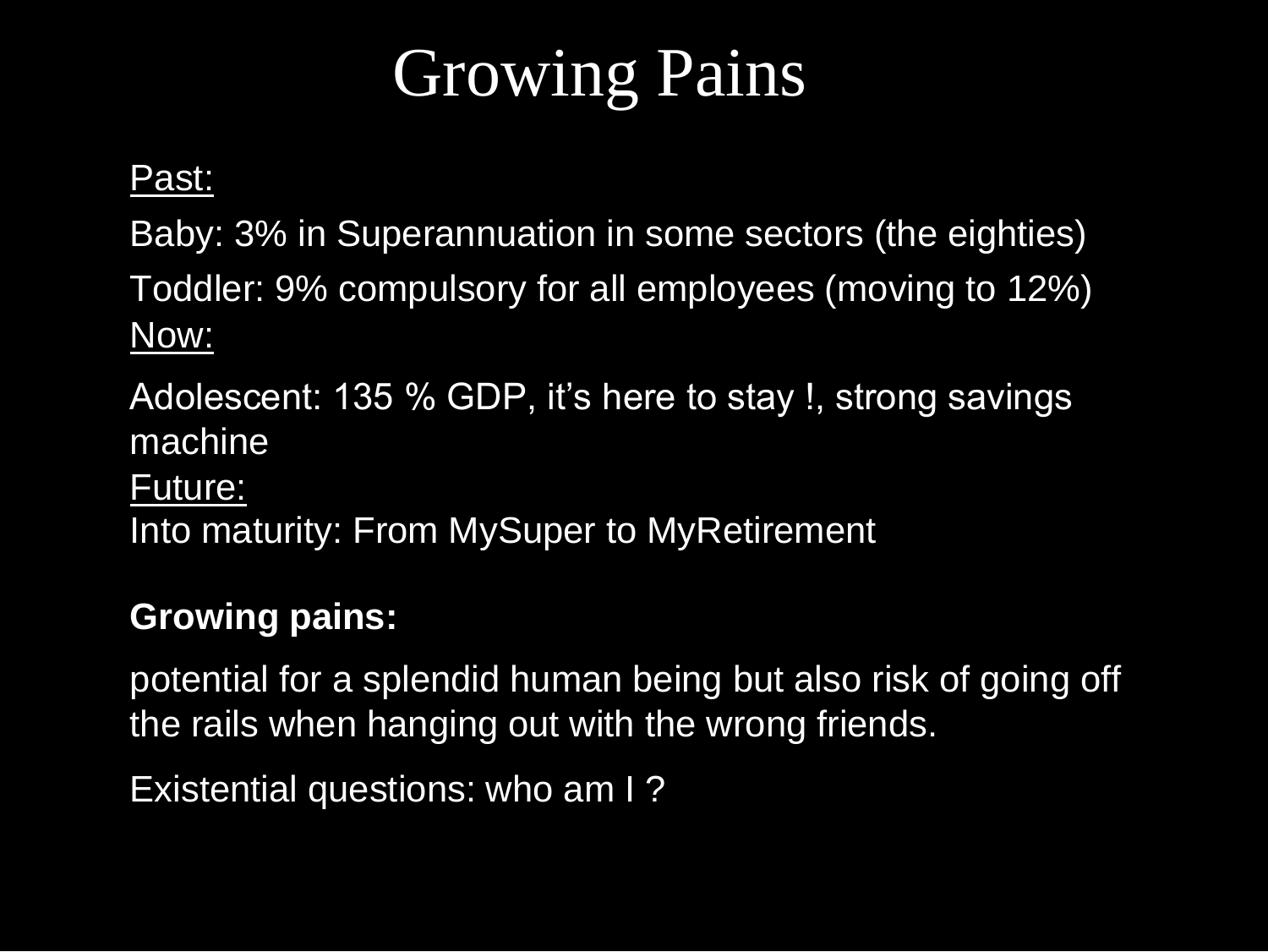# Growing Pains

Past:

Baby: 3% in Superannuation in some sectors (the eighties)

Toddler: 9% compulsory for all employees (moving to 12%)

Now:

Adolescent: 135 % GDP, it's here to stay !, strong savings machine

Future:

Into maturity: From MySuper to MyRetirement

**Growing pains:**

potential for a splendid human being but also risk of going off the rails when hanging out with the wrong friends.

Existential questions: who am I ?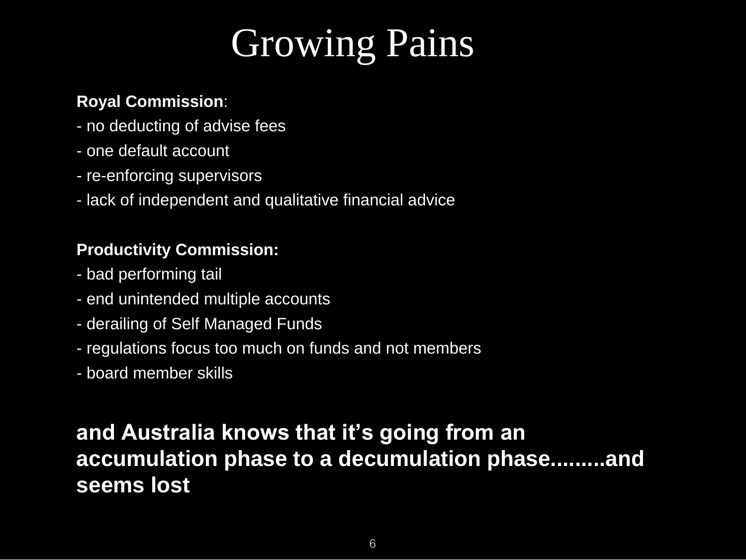# Growing Pains

**Royal Commission**:

- no deducting of advise fees
- one default account
- re-enforcing supervisors
- lack of independent and qualitative financial advice

**Productivity Commission:**

- bad performing tail
- end unintended multiple accounts
- derailing of Self Managed Funds
- regulations focus too much on funds and not members
- board member skills

**and Australia knows that it's going from an accumulation phase to a decumulation phase.........and seems lost**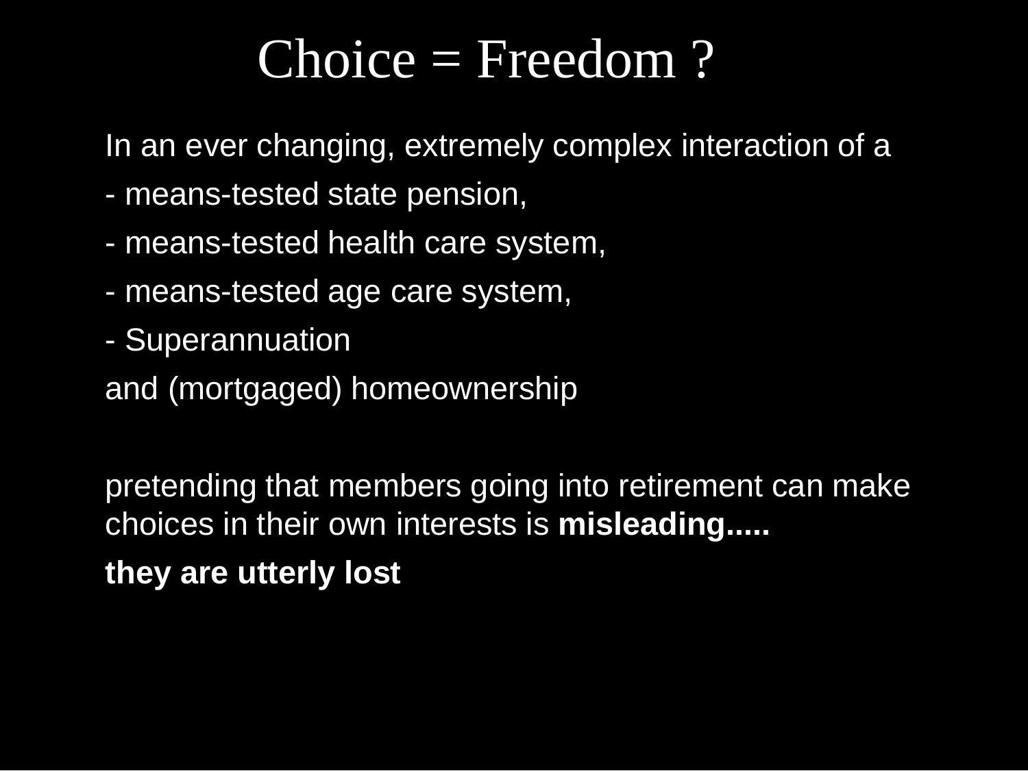# Choice = Freedom ?

In an ever changing, extremely complex interaction of a

- means-tested state pension,
- means-tested health care system,
- means-tested age care system,
- Superannuation

and (mortgaged) homeownership

pretending that members going into retirement can make choices in their own interests is **misleading.....**

**they are utterly lost**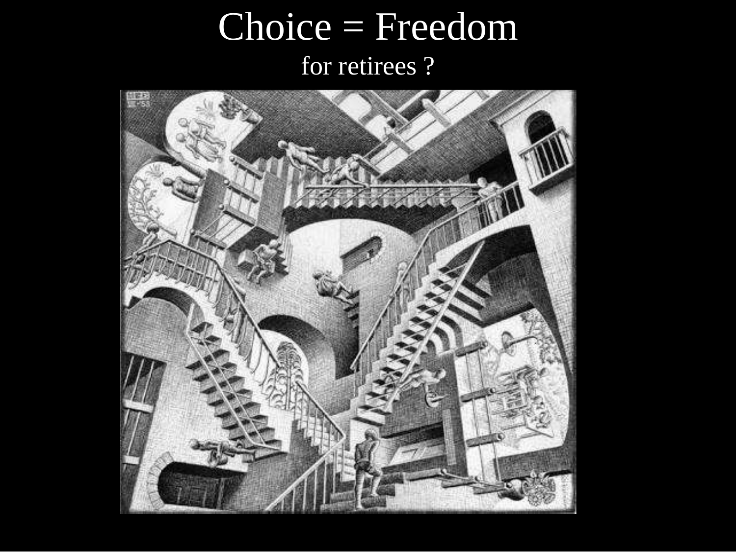# Choice = Freedom

for retirees ?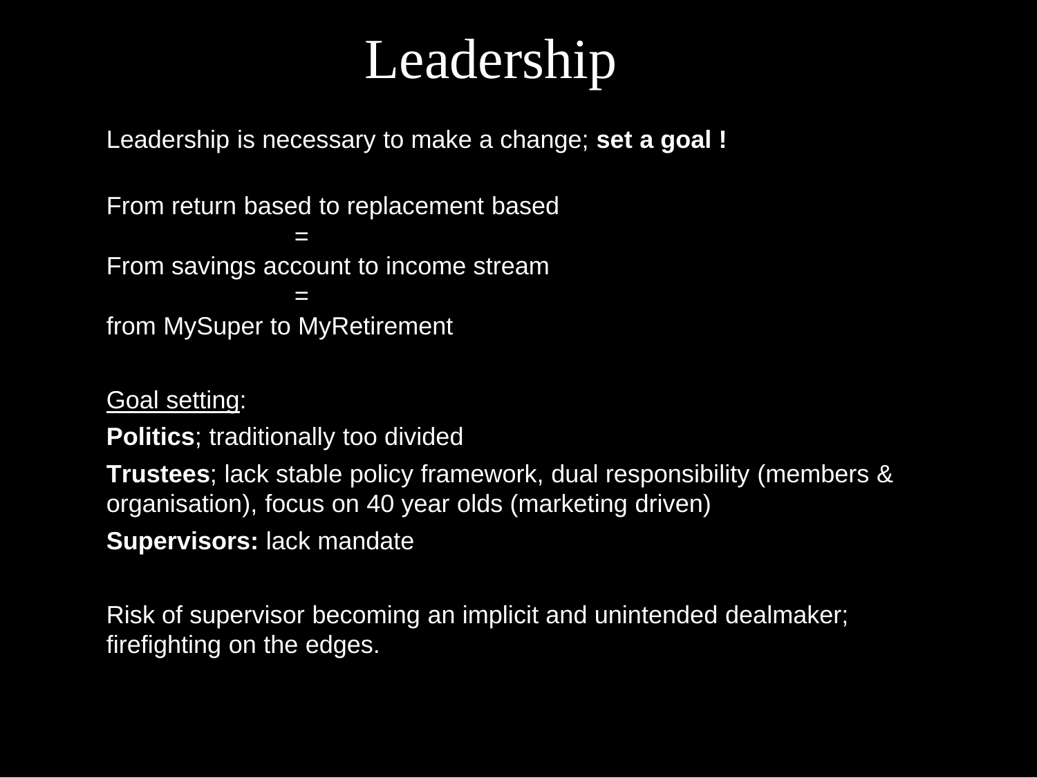# Leadership

Leadership is necessary to make a change; **set a goal !**

From return based to replacement based

=

From savings account to income stream

=

from MySuper to MyRetirement

<u>Goal setting</u>:

**Politics**; traditionally too divided

**Trustees**; lack stable policy framework, dual responsibility (members & organisation), focus on 40 year olds (marketing driven)

**Supervisors:** lack mandate

Risk of supervisor becoming an implicit and unintended dealmaker; firefighting on the edges.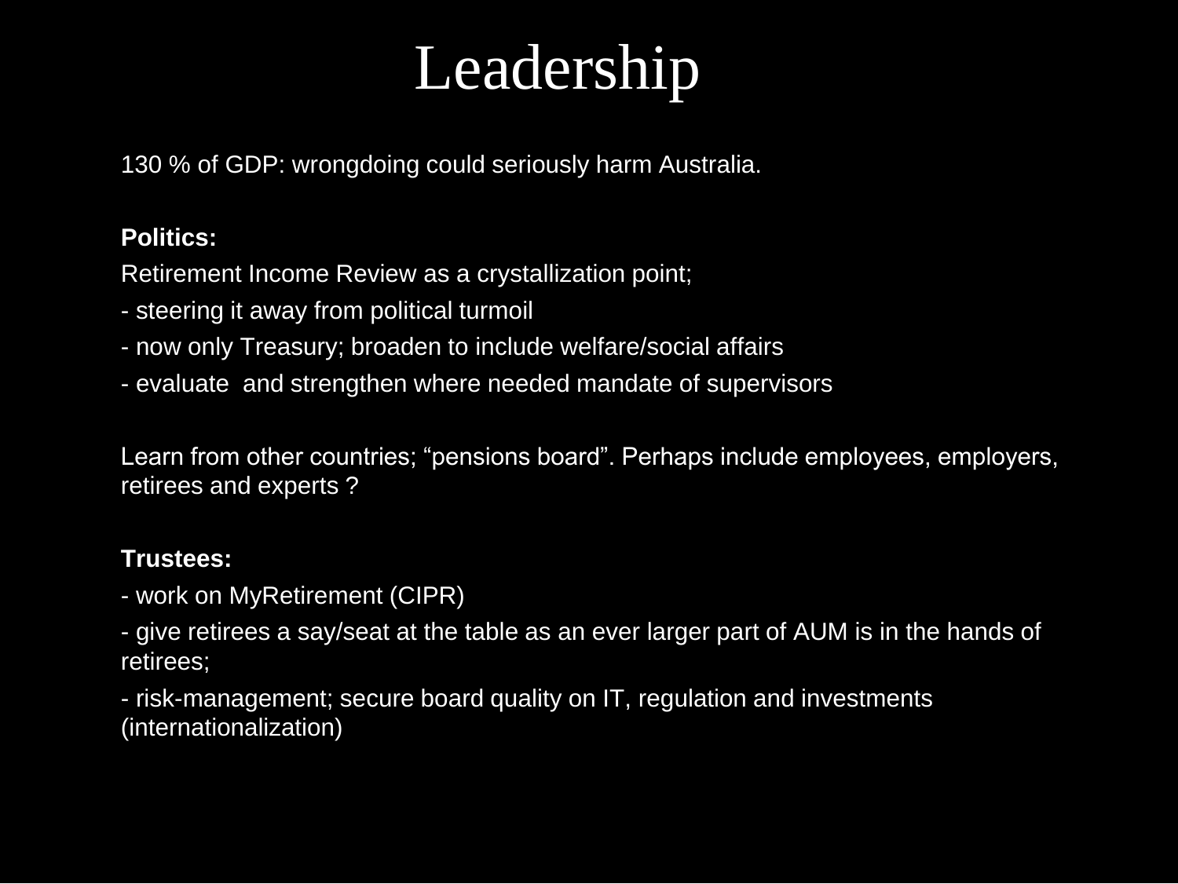# Leadership

130 % of GDP: wrongdoing could seriously harm Australia.

**Politics:**

Retirement Income Review as a crystallization point;

- steering it away from political turmoil
- now only Treasury; broaden to include welfare/social affairs
- evaluate  and strengthen where needed mandate of supervisors

Learn from other countries; "pensions board". Perhaps include employees, employers, retirees and experts ?

**Trustees:**

- work on MyRetirement (CIPR)
- give retirees a say/seat at the table as an ever larger part of AUM is in the hands of retirees;
- risk-management; secure board quality on IT, regulation and investments (internationalization)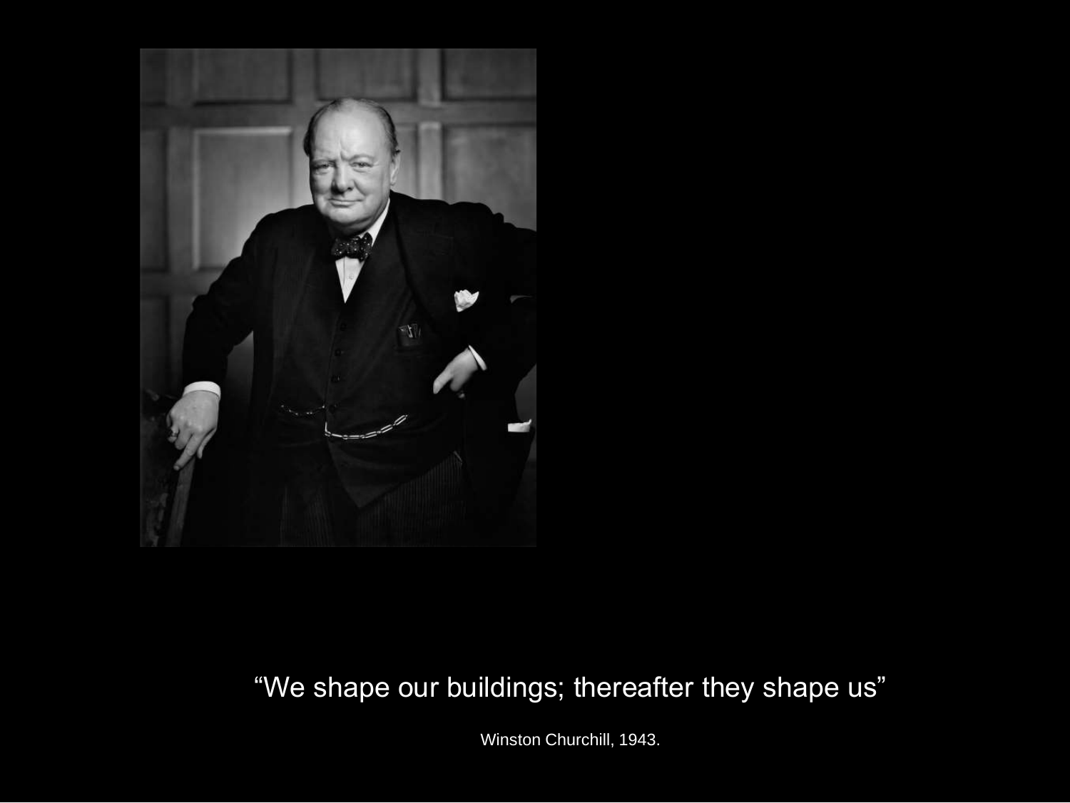"We shape our buildings; thereafter they shape us"

Winston Churchill, 1943.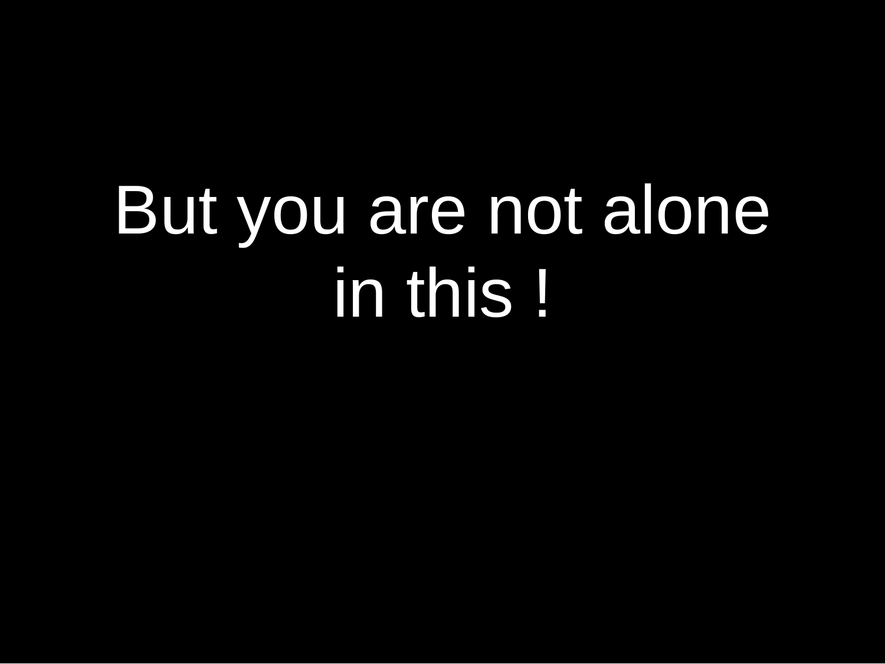But you are not alone in this !